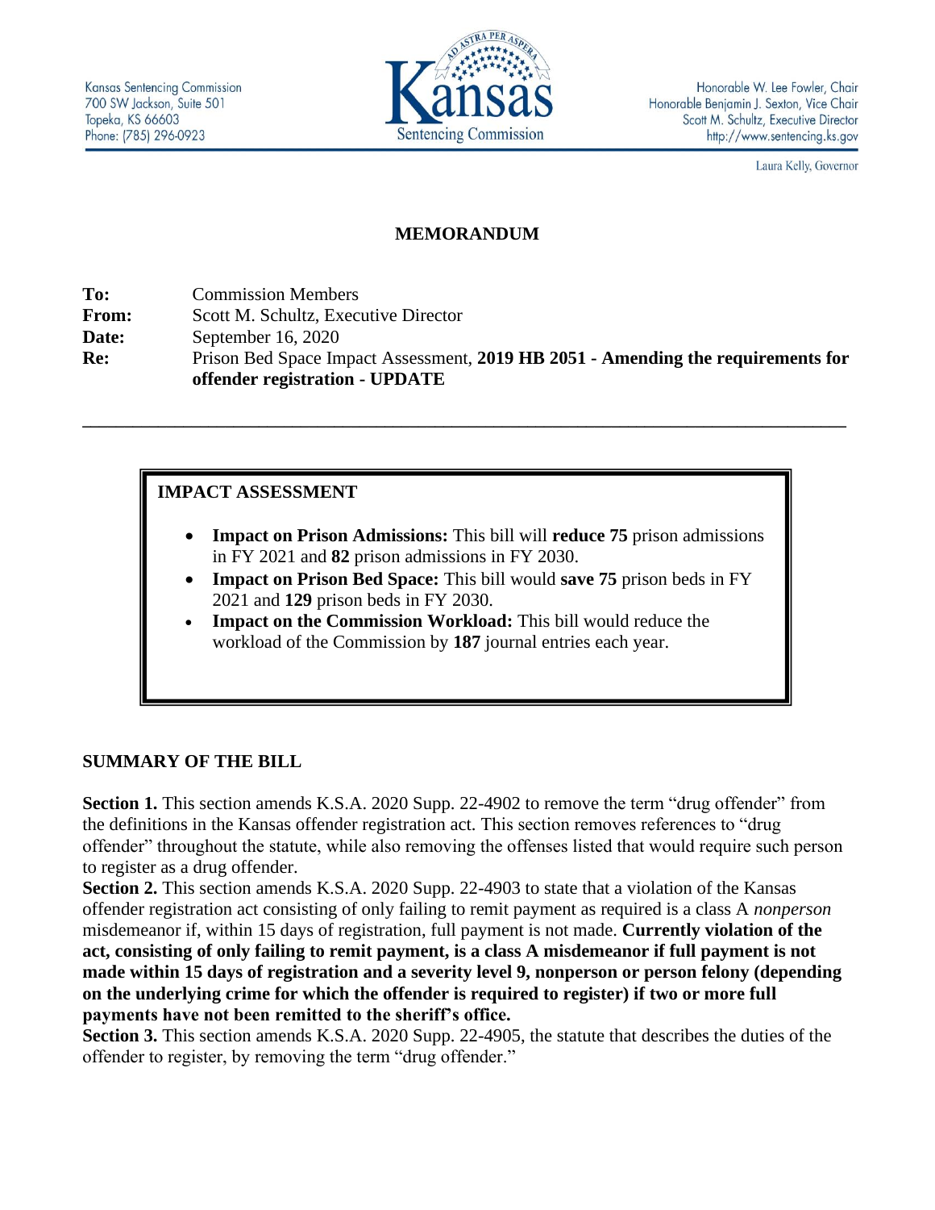Kansas Sentencing Commission
700 SW Jackson, Suite 501
Topeka, KS 66603
Phone: (785) 296-0923

Honorable W. Lee Fowler, Chair
Honorable Benjamin J. Sexton, Vice Chair
Scott M. Schultz, Executive Director
http://www.sentencing.ks.gov

Laura Kelly, Governor

# MEMORANDUM

**To:** Commission Members
**From:** Scott M. Schultz, Executive Director
**Date:** September 16, 2020
**Re:** Prison Bed Space Impact Assessment, **2019 HB 2051 - Amending the requirements for offender registration - UPDATE**

---

## IMPACT ASSESSMENT

- **Impact on Prison Admissions:** This bill will **reduce 75** prison admissions in FY 2021 and **82** prison admissions in FY 2030.
- **Impact on Prison Bed Space:** This bill would **save 75** prison beds in FY 2021 and **129** prison beds in FY 2030.
- **Impact on the Commission Workload:** This bill would reduce the workload of the Commission by **187** journal entries each year.

## SUMMARY OF THE BILL

**Section 1.** This section amends K.S.A. 2020 Supp. 22-4902 to remove the term "drug offender" from the definitions in the Kansas offender registration act. This section removes references to "drug offender" throughout the statute, while also removing the offenses listed that would require such person to register as a drug offender.

**Section 2.** This section amends K.S.A. 2020 Supp. 22-4903 to state that a violation of the Kansas offender registration act consisting of only failing to remit payment as required is a class A *nonperson* misdemeanor if, within 15 days of registration, full payment is not made. **Currently violation of the act, consisting of only failing to remit payment, is a class A misdemeanor if full payment is not made within 15 days of registration and a severity level 9, nonperson or person felony (depending on the underlying crime for which the offender is required to register) if two or more full payments have not been remitted to the sheriff's office.**

**Section 3.** This section amends K.S.A. 2020 Supp. 22-4905, the statute that describes the duties of the offender to register, by removing the term "drug offender."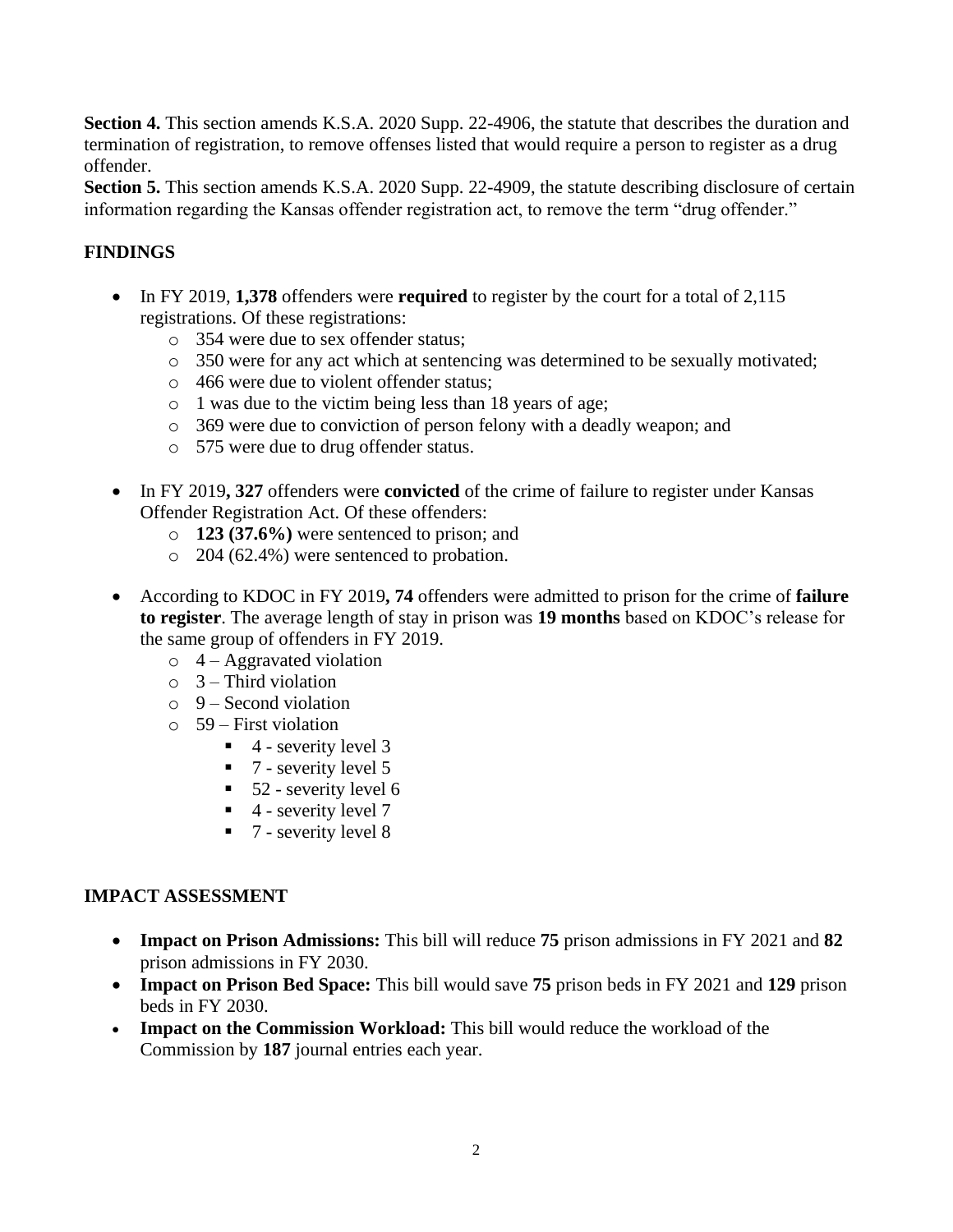**Section 4.** This section amends K.S.A. 2020 Supp. 22-4906, the statute that describes the duration and termination of registration, to remove offenses listed that would require a person to register as a drug offender.
**Section 5.** This section amends K.S.A. 2020 Supp. 22-4909, the statute describing disclosure of certain information regarding the Kansas offender registration act, to remove the term "drug offender."

## FINDINGS

- In FY 2019, **1,378** offenders were **required** to register by the court for a total of 2,115 registrations. Of these registrations:
  - 354 were due to sex offender status;
  - 350 were for any act which at sentencing was determined to be sexually motivated;
  - 466 were due to violent offender status;
  - 1 was due to the victim being less than 18 years of age;
  - 369 were due to conviction of person felony with a deadly weapon; and
  - 575 were due to drug offender status.

- In FY 2019**, 327** offenders were **convicted** of the crime of failure to register under Kansas Offender Registration Act. Of these offenders:
  - **123 (37.6%)** were sentenced to prison; and
  - 204 (62.4%) were sentenced to probation.

- According to KDOC in FY 2019**, 74** offenders were admitted to prison for the crime of **failure to register**. The average length of stay in prison was **19 months** based on KDOC's release for the same group of offenders in FY 2019.
  - 4 – Aggravated violation
  - 3 – Third violation
  - 9 – Second violation
  - 59 – First violation
    - 4 - severity level 3
    - 7 - severity level 5
    - 52 - severity level 6
    - 4 - severity level 7
    - 7 - severity level 8

## IMPACT ASSESSMENT

- **Impact on Prison Admissions:** This bill will reduce **75** prison admissions in FY 2021 and **82** prison admissions in FY 2030.
- **Impact on Prison Bed Space:** This bill would save **75** prison beds in FY 2021 and **129** prison beds in FY 2030.
- **Impact on the Commission Workload:** This bill would reduce the workload of the Commission by **187** journal entries each year.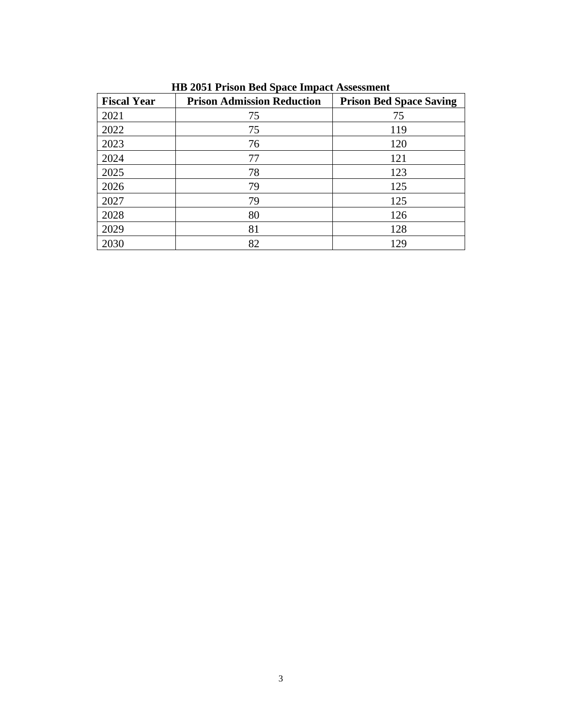**HB 2051 Prison Bed Space Impact Assessment**

| Fiscal Year | Prison Admission Reduction | Prison Bed Space Saving |
| --- | --- | --- |
| 2021 | 75 | 75 |
| 2022 | 75 | 119 |
| 2023 | 76 | 120 |
| 2024 | 77 | 121 |
| 2025 | 78 | 123 |
| 2026 | 79 | 125 |
| 2027 | 79 | 125 |
| 2028 | 80 | 126 |
| 2029 | 81 | 128 |
| 2030 | 82 | 129 |